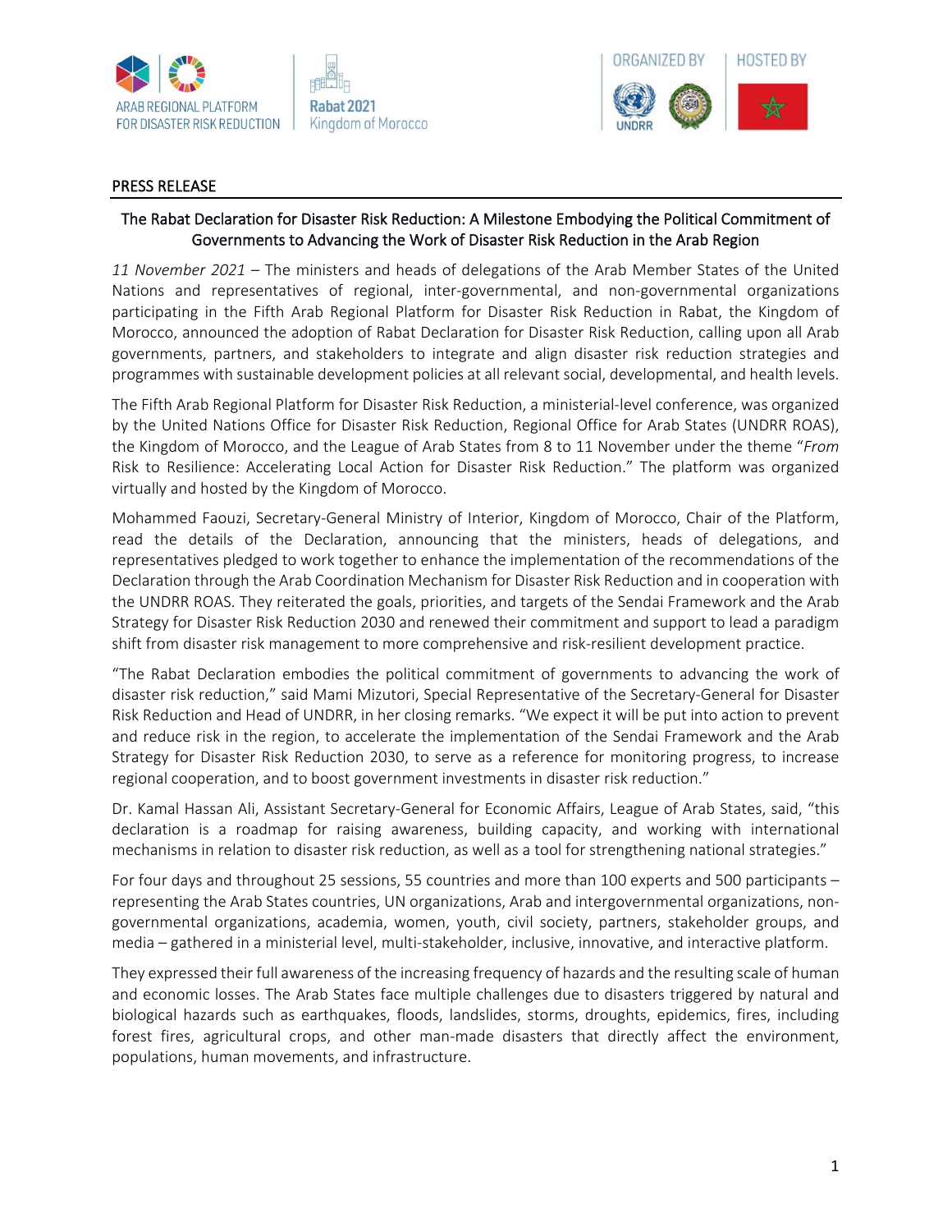ARAB REGIONAL PLATFORM FOR DISASTER RISK REDUCTION

Rabat 2021 Kingdom of Morocco

ORGANIZED BY | HOSTED BY

UNDRR

PRESS RELEASE

## The Rabat Declaration for Disaster Risk Reduction: A Milestone Embodying the Political Commitment of Governments to Advancing the Work of Disaster Risk Reduction in the Arab Region

*11 November 2021* – The ministers and heads of delegations of the Arab Member States of the United Nations and representatives of regional, inter-governmental, and non-governmental organizations participating in the Fifth Arab Regional Platform for Disaster Risk Reduction in Rabat, the Kingdom of Morocco, announced the adoption of Rabat Declaration for Disaster Risk Reduction, calling upon all Arab governments, partners, and stakeholders to integrate and align disaster risk reduction strategies and programmes with sustainable development policies at all relevant social, developmental, and health levels.

The Fifth Arab Regional Platform for Disaster Risk Reduction, a ministerial-level conference, was organized by the United Nations Office for Disaster Risk Reduction, Regional Office for Arab States (UNDRR ROAS), the Kingdom of Morocco, and the League of Arab States from 8 to 11 November under the theme "*From* Risk to Resilience: Accelerating Local Action for Disaster Risk Reduction." The platform was organized virtually and hosted by the Kingdom of Morocco.

Mohammed Faouzi, Secretary-General Ministry of Interior, Kingdom of Morocco, Chair of the Platform, read the details of the Declaration, announcing that the ministers, heads of delegations, and representatives pledged to work together to enhance the implementation of the recommendations of the Declaration through the Arab Coordination Mechanism for Disaster Risk Reduction and in cooperation with the UNDRR ROAS. They reiterated the goals, priorities, and targets of the Sendai Framework and the Arab Strategy for Disaster Risk Reduction 2030 and renewed their commitment and support to lead a paradigm shift from disaster risk management to more comprehensive and risk-resilient development practice.

"The Rabat Declaration embodies the political commitment of governments to advancing the work of disaster risk reduction," said Mami Mizutori, Special Representative of the Secretary-General for Disaster Risk Reduction and Head of UNDRR, in her closing remarks. "We expect it will be put into action to prevent and reduce risk in the region, to accelerate the implementation of the Sendai Framework and the Arab Strategy for Disaster Risk Reduction 2030, to serve as a reference for monitoring progress, to increase regional cooperation, and to boost government investments in disaster risk reduction."

Dr. Kamal Hassan Ali, Assistant Secretary-General for Economic Affairs, League of Arab States, said, "this declaration is a roadmap for raising awareness, building capacity, and working with international mechanisms in relation to disaster risk reduction, as well as a tool for strengthening national strategies."

For four days and throughout 25 sessions, 55 countries and more than 100 experts and 500 participants – representing the Arab States countries, UN organizations, Arab and intergovernmental organizations, non-governmental organizations, academia, women, youth, civil society, partners, stakeholder groups, and media – gathered in a ministerial level, multi-stakeholder, inclusive, innovative, and interactive platform.

They expressed their full awareness of the increasing frequency of hazards and the resulting scale of human and economic losses. The Arab States face multiple challenges due to disasters triggered by natural and biological hazards such as earthquakes, floods, landslides, storms, droughts, epidemics, fires, including forest fires, agricultural crops, and other man-made disasters that directly affect the environment, populations, human movements, and infrastructure.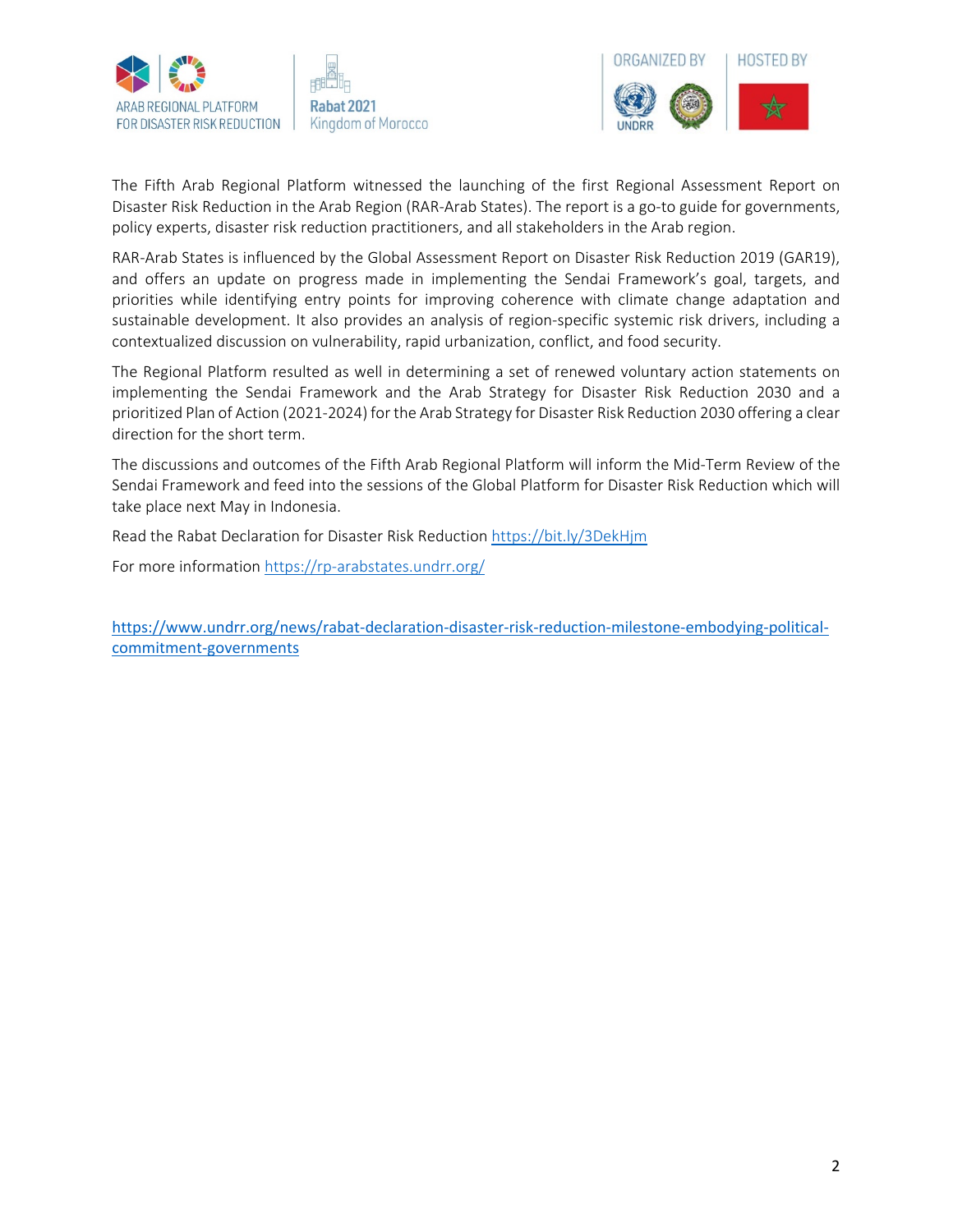The Fifth Arab Regional Platform witnessed the launching of the first Regional Assessment Report on Disaster Risk Reduction in the Arab Region (RAR-Arab States). The report is a go-to guide for governments, policy experts, disaster risk reduction practitioners, and all stakeholders in the Arab region.

RAR-Arab States is influenced by the Global Assessment Report on Disaster Risk Reduction 2019 (GAR19), and offers an update on progress made in implementing the Sendai Framework's goal, targets, and priorities while identifying entry points for improving coherence with climate change adaptation and sustainable development. It also provides an analysis of region-specific systemic risk drivers, including a contextualized discussion on vulnerability, rapid urbanization, conflict, and food security.

The Regional Platform resulted as well in determining a set of renewed voluntary action statements on implementing the Sendai Framework and the Arab Strategy for Disaster Risk Reduction 2030 and a prioritized Plan of Action (2021-2024) for the Arab Strategy for Disaster Risk Reduction 2030 offering a clear direction for the short term.

The discussions and outcomes of the Fifth Arab Regional Platform will inform the Mid-Term Review of the Sendai Framework and feed into the sessions of the Global Platform for Disaster Risk Reduction which will take place next May in Indonesia.

Read the Rabat Declaration for Disaster Risk Reduction https://bit.ly/3DekHjm

For more information https://rp-arabstates.undrr.org/

https://www.undrr.org/news/rabat-declaration-disaster-risk-reduction-milestone-embodying-political-commitment-governments